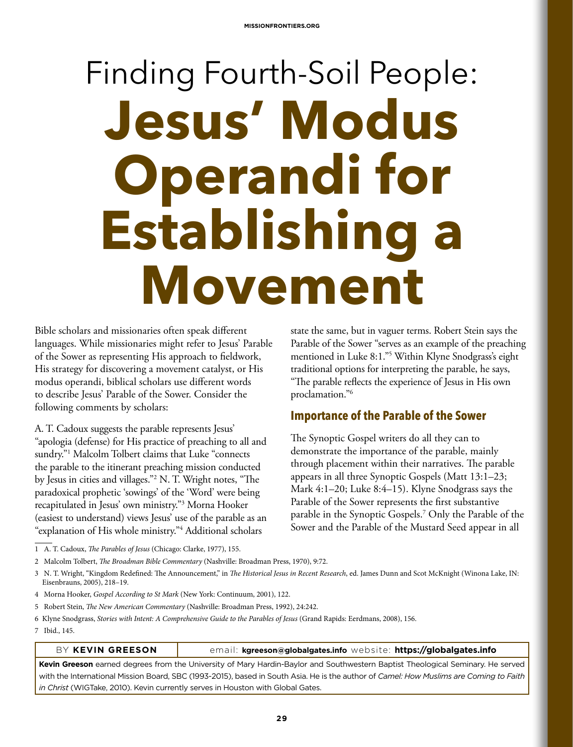# Finding Fourth-Soil People: **Jesus' Modus Operandi for Establishing a Movement**

Bible scholars and missionaries often speak different languages. While missionaries might refer to Jesus' Parable of the Sower as representing His approach to fieldwork, His strategy for discovering a movement catalyst, or His modus operandi, biblical scholars use different words to describe Jesus' Parable of the Sower. Consider the following comments by scholars:

A. T. Cadoux suggests the parable represents Jesus' "apologia (defense) for His practice of preaching to all and sundry."[1] Malcolm Tolbert claims that Luke "connects the parable to the itinerant preaching mission conducted by Jesus in cities and villages."[2] N. T. Wright notes, "The paradoxical prophetic 'sowings' of the 'Word' were being recapitulated in Jesus' own ministry."[3] Morna Hooker (easiest to understand) views Jesus' use of the parable as an "explanation of His whole ministry."[4] Additional scholars state the same, but in vaguer terms. Robert Stein says the Parable of the Sower "serves as an example of the preaching mentioned in Luke 8:1."[5] Within Klyne Snodgrass's eight traditional options for interpreting the parable, he says, "The parable reflects the experience of Jesus in His own proclamation."[6]

## Importance of the Parable of the Sower

The Synoptic Gospel writers do all they can to demonstrate the importance of the parable, mainly through placement within their narratives. The parable appears in all three Synoptic Gospels (Matt 13:1–23; Mark 4:1–20; Luke 8:4–15). Klyne Snodgrass says the Parable of the Sower represents the first substantive parable in the Synoptic Gospels.[7] Only the Parable of the Sower and the Parable of the Mustard Seed appear in all

---

1 A. T. Cadoux, *The Parables of Jesus* (Chicago: Clarke, 1977), 155.

2 Malcolm Tolbert, *The Broadman Bible Commentary* (Nashville: Broadman Press, 1970), 9:72.

3 N. T. Wright, "Kingdom Redefined: The Announcement," in *The Historical Jesus in Recent Research*, ed. James Dunn and Scot McKnight (Winona Lake, IN: Eisenbrauns, 2005), 218–19.

4 Morna Hooker, *Gospel According to St Mark* (New York: Continuum, 2001), 122.

5 Robert Stein, *The New American Commentary* (Nashville: Broadman Press, 1992), 24:242.

6 Klyne Snodgrass, *Stories with Intent: A Comprehensive Guide to the Parables of Jesus* (Grand Rapids: Eerdmans, 2008), 156.

7 Ibid., 145.

---

BY **KEVIN GREESON** | email: **kgreeson@globalgates.info** website: **https://globalgates.info**

**Kevin Greeson** earned degrees from the University of Mary Hardin-Baylor and Southwestern Baptist Theological Seminary. He served with the International Mission Board, SBC (1993-2015), based in South Asia. He is the author of *Camel: How Muslims are Coming to Faith in Christ* (WIGTake, 2010). Kevin currently serves in Houston with Global Gates.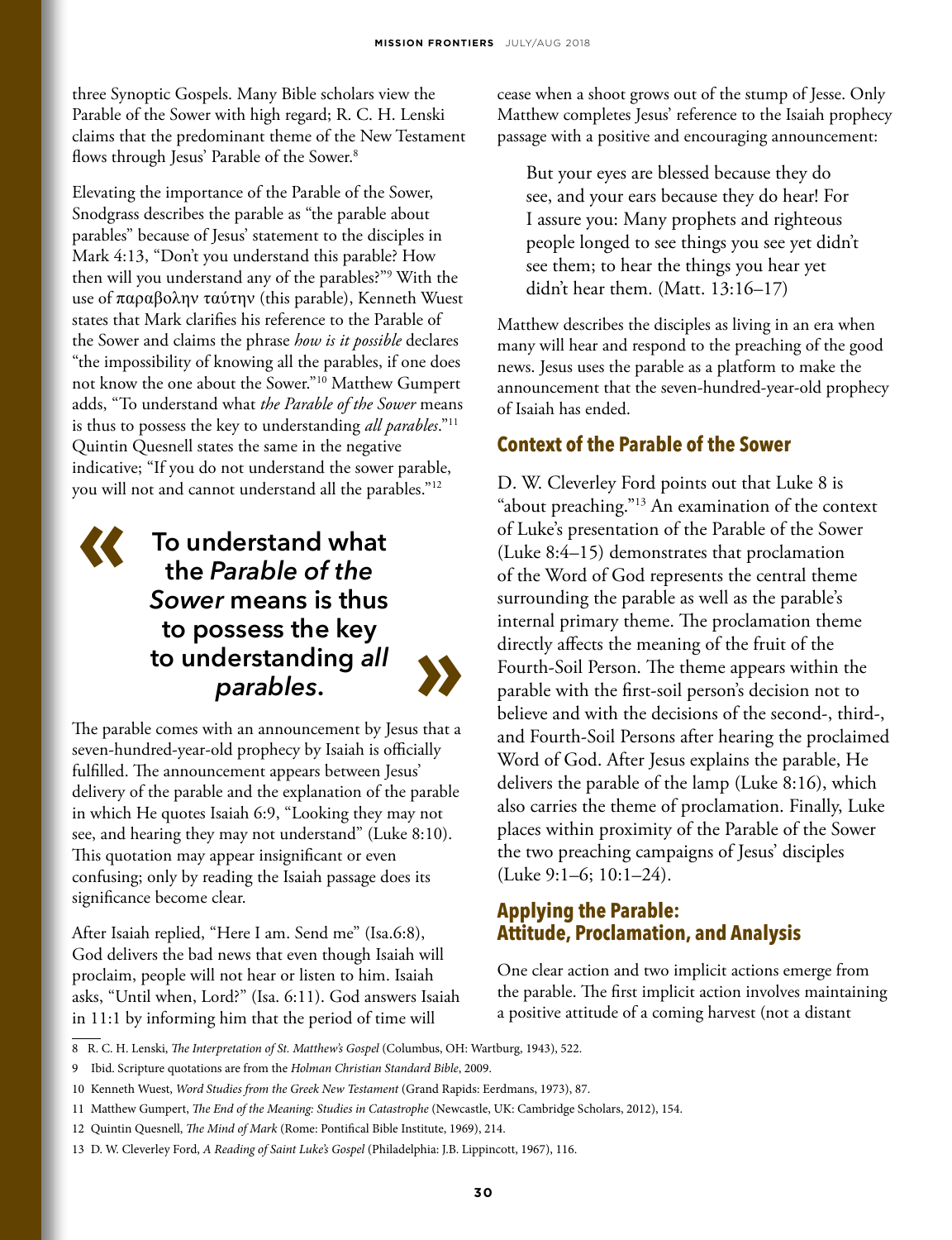three Synoptic Gospels. Many Bible scholars view the Parable of the Sower with high regard; R. C. H. Lenski claims that the predominant theme of the New Testament flows through Jesus' Parable of the Sower.[8]

Elevating the importance of the Parable of the Sower, Snodgrass describes the parable as "the parable about parables" because of Jesus' statement to the disciples in Mark 4:13, "Don't you understand this parable? How then will you understand any of the parables?"[9] With the use of παραβολην ταύτην (this parable), Kenneth Wuest states that Mark clarifies his reference to the Parable of the Sower and claims the phrase *how is it possible* declares "the impossibility of knowing all the parables, if one does not know the one about the Sower."[10] Matthew Gumpert adds, "To understand what *the Parable of the Sower* means is thus to possess the key to understanding *all parables*."[11] Quintin Quesnell states the same in the negative indicative; "If you do not understand the sower parable, you will not and cannot understand all the parables."[12]

> **To understand what the *Parable of the Sower* means is thus to possess the key to understanding *all parables*.**

The parable comes with an announcement by Jesus that a seven-hundred-year-old prophecy by Isaiah is officially fulfilled. The announcement appears between Jesus' delivery of the parable and the explanation of the parable in which He quotes Isaiah 6:9, "Looking they may not see, and hearing they may not understand" (Luke 8:10). This quotation may appear insignificant or even confusing; only by reading the Isaiah passage does its significance become clear.

After Isaiah replied, "Here I am. Send me" (Isa.6:8), God delivers the bad news that even though Isaiah will proclaim, people will not hear or listen to him. Isaiah asks, "Until when, Lord?" (Isa. 6:11). God answers Isaiah in 11:1 by informing him that the period of time will cease when a shoot grows out of the stump of Jesse. Only Matthew completes Jesus' reference to the Isaiah prophecy passage with a positive and encouraging announcement:

> But your eyes are blessed because they do see, and your ears because they do hear! For I assure you: Many prophets and righteous people longed to see things you see yet didn't see them; to hear the things you hear yet didn't hear them. (Matt. 13:16–17)

Matthew describes the disciples as living in an era when many will hear and respond to the preaching of the good news. Jesus uses the parable as a platform to make the announcement that the seven-hundred-year-old prophecy of Isaiah has ended.

## Context of the Parable of the Sower

D. W. Cleverley Ford points out that Luke 8 is "about preaching."[13] An examination of the context of Luke's presentation of the Parable of the Sower (Luke 8:4–15) demonstrates that proclamation of the Word of God represents the central theme surrounding the parable as well as the parable's internal primary theme. The proclamation theme directly affects the meaning of the fruit of the Fourth-Soil Person. The theme appears within the parable with the first-soil person's decision not to believe and with the decisions of the second-, third-, and Fourth-Soil Persons after hearing the proclaimed Word of God. After Jesus explains the parable, He delivers the parable of the lamp (Luke 8:16), which also carries the theme of proclamation. Finally, Luke places within proximity of the Parable of the Sower the two preaching campaigns of Jesus' disciples (Luke 9:1–6; 10:1–24).

## Applying the Parable: Attitude, Proclamation, and Analysis

One clear action and two implicit actions emerge from the parable. The first implicit action involves maintaining a positive attitude of a coming harvest (not a distant

---

8 R. C. H. Lenski, *The Interpretation of St. Matthew's Gospel* (Columbus, OH: Wartburg, 1943), 522.

9 Ibid. Scripture quotations are from the *Holman Christian Standard Bible*, 2009.

10 Kenneth Wuest, *Word Studies from the Greek New Testament* (Grand Rapids: Eerdmans, 1973), 87.

11 Matthew Gumpert, *The End of the Meaning: Studies in Catastrophe* (Newcastle, UK: Cambridge Scholars, 2012), 154.

12 Quintin Quesnell, *The Mind of Mark* (Rome: Pontifical Bible Institute, 1969), 214.

13 D. W. Cleverley Ford, *A Reading of Saint Luke's Gospel* (Philadelphia: J.B. Lippincott, 1967), 116.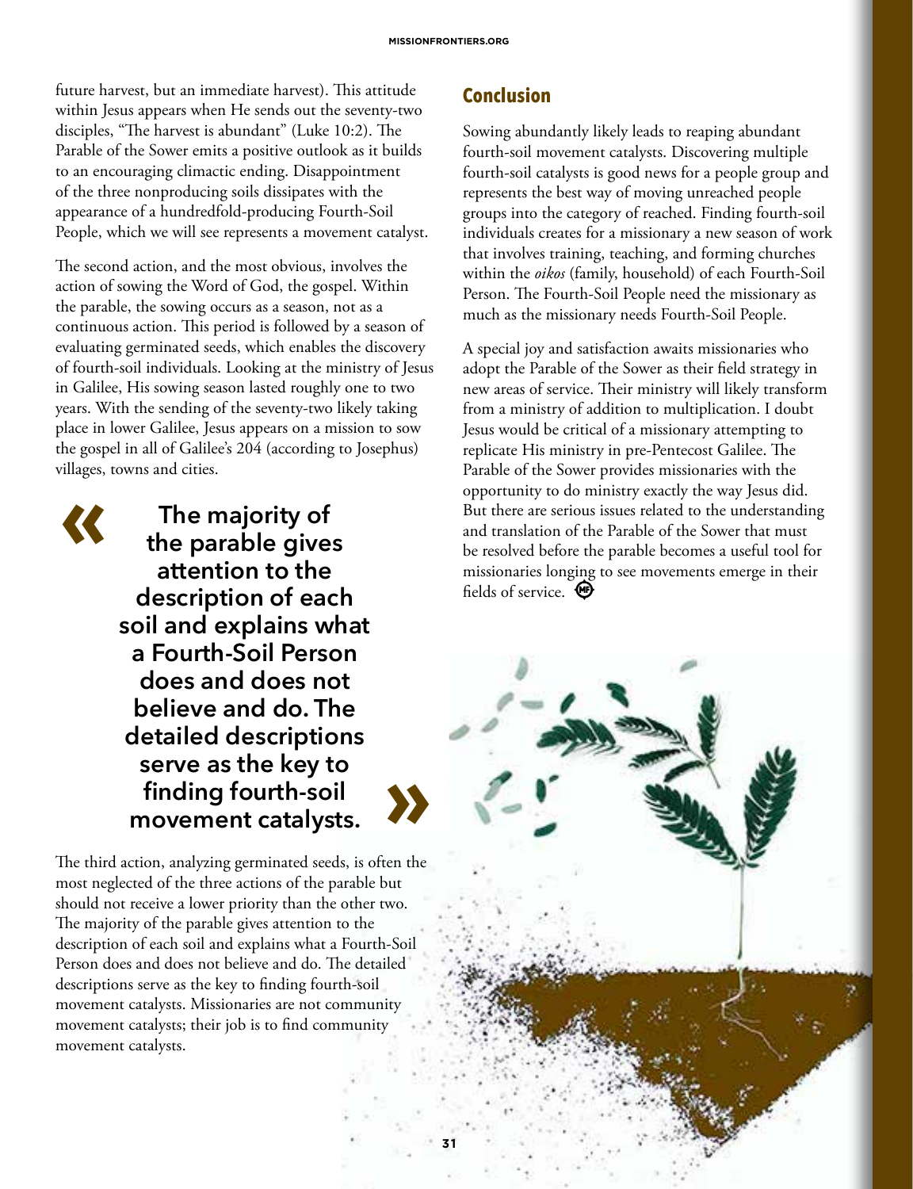future harvest, but an immediate harvest). This attitude within Jesus appears when He sends out the seventy-two disciples, "The harvest is abundant" (Luke 10:2). The Parable of the Sower emits a positive outlook as it builds to an encouraging climactic ending. Disappointment of the three nonproducing soils dissipates with the appearance of a hundredfold-producing Fourth-Soil People, which we will see represents a movement catalyst.

The second action, and the most obvious, involves the action of sowing the Word of God, the gospel. Within the parable, the sowing occurs as a season, not as a continuous action. This period is followed by a season of evaluating germinated seeds, which enables the discovery of fourth-soil individuals. Looking at the ministry of Jesus in Galilee, His sowing season lasted roughly one to two years. With the sending of the seventy-two likely taking place in lower Galilee, Jesus appears on a mission to sow the gospel in all of Galilee's 204 (according to Josephus) villages, towns and cities.

> **The majority of the parable gives attention to the description of each soil and explains what a Fourth-Soil Person does and does not believe and do. The detailed descriptions serve as the key to finding fourth-soil movement catalysts.**

The third action, analyzing germinated seeds, is often the most neglected of the three actions of the parable but should not receive a lower priority than the other two. The majority of the parable gives attention to the description of each soil and explains what a Fourth-Soil Person does and does not believe and do. The detailed descriptions serve as the key to finding fourth-soil movement catalysts. Missionaries are not community movement catalysts; their job is to find community movement catalysts.

## Conclusion

Sowing abundantly likely leads to reaping abundant fourth-soil movement catalysts. Discovering multiple fourth-soil catalysts is good news for a people group and represents the best way of moving unreached people groups into the category of reached. Finding fourth-soil individuals creates for a missionary a new season of work that involves training, teaching, and forming churches within the *oikos* (family, household) of each Fourth-Soil Person. The Fourth-Soil People need the missionary as much as the missionary needs Fourth-Soil People.

A special joy and satisfaction awaits missionaries who adopt the Parable of the Sower as their field strategy in new areas of service. Their ministry will likely transform from a ministry of addition to multiplication. I doubt Jesus would be critical of a missionary attempting to replicate His ministry in pre-Pentecost Galilee. The Parable of the Sower provides missionaries with the opportunity to do ministry exactly the way Jesus did. But there are serious issues related to the understanding and translation of the Parable of the Sower that must be resolved before the parable becomes a useful tool for missionaries longing to see movements emerge in their fields of service.